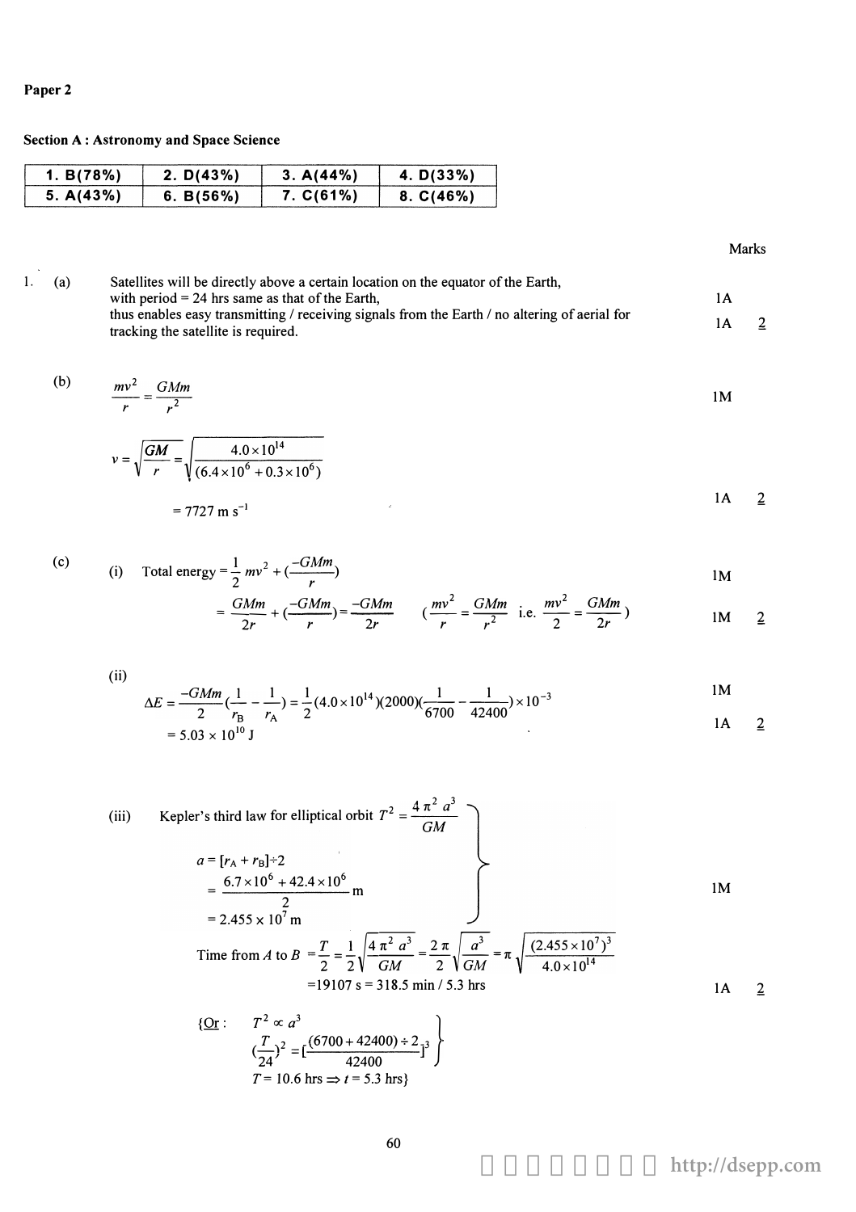**Paper 2**

**Section A : Astronomy and Space Science**

| 1. B(78%) | 2. D(43%) | 3. A(44%) | 4. D(33%) |
|---|---|---|---|
| 5. A(43%) | 6. B(56%) | 7. C(61%) | 8. C(46%) |

Marks

1. (a) Satellites will be directly above a certain location on the equator of the Earth, with period = 24 hrs same as that of the Earth, — 1A
thus enables easy transmitting / receiving signals from the Earth / no altering of aerial for tracking the satellite is required. — 1A — 2

(b)

$$\frac{mv^2}{r} = \frac{GMm}{r^2}$$ — 1M

$$v = \sqrt{\frac{GM}{r}} = \sqrt{\frac{4.0\times10^{14}}{(6.4\times10^6 + 0.3\times10^6)}}$$

$$= 7727 \text{ m s}^{-1}$$ — 1A — 2

(c) (i) Total energy $= \frac{1}{2}mv^2 + (\frac{-GMm}{r})$ — 1M

$$= \frac{GMm}{2r} + (\frac{-GMm}{r}) = \frac{-GMm}{2r} \qquad (\frac{mv^2}{r} = \frac{GMm}{r^2} \text{ i.e. } \frac{mv^2}{2} = \frac{GMm}{2r})$$ — 1M — 2

(ii)

$$\Delta E = \frac{-GMm}{2}(\frac{1}{r_B} - \frac{1}{r_A}) = \frac{1}{2}(4.0\times10^{14})(2000)(\frac{1}{6700} - \frac{1}{42400})\times10^{-3}$$ — 1M

$$= 5.03 \times 10^{10} \text{ J}$$ — 1A — 2

(iii) Kepler's third law for elliptical orbit $T^2 = \frac{4\pi^2 a^3}{GM}$

$a = [r_A + r_B]\div2$

$$= \frac{6.7\times10^6 + 42.4\times10^6}{2} \text{ m}$$ — 1M

$= 2.455 \times 10^7$ m

Time from $A$ to $B$ $= \frac{T}{2} = \frac{1}{2}\sqrt{\frac{4\pi^2 a^3}{GM}} = \frac{2\pi}{2}\sqrt{\frac{a^3}{GM}} = \pi\sqrt{\frac{(2.455\times10^7)^3}{4.0\times10^{14}}}$

=19107 s = 318.5 min / 5.3 hrs — 1A — 2

{Or : $T^2 \propto a^3$

$$(\frac{T}{24})^2 = [\frac{(6700+42400)\div2}{42400}]^3$$

$T = 10.6$ hrs $\Rightarrow t = 5.3$ hrs}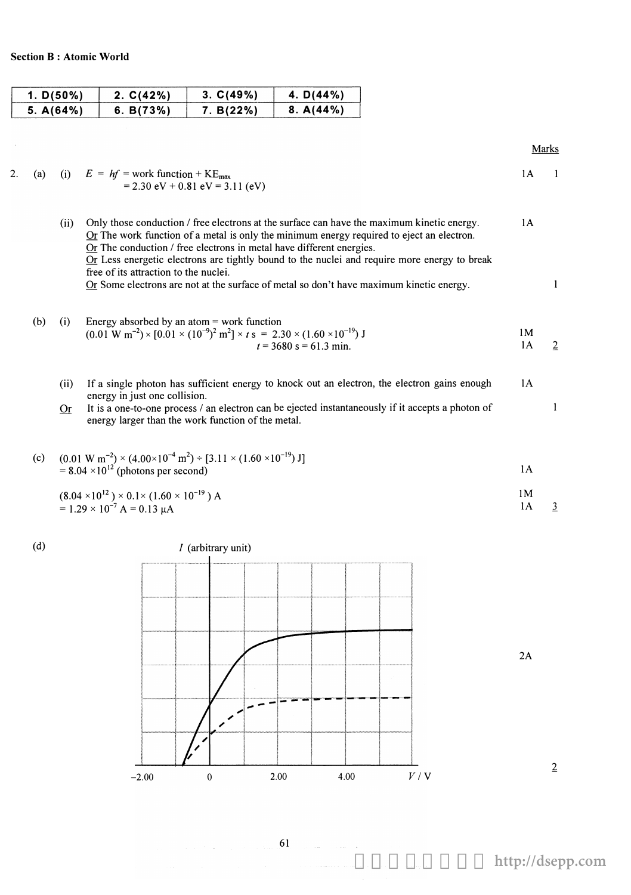**Section B : Atomic World**

| 1. D(50%) | 2. C(42%) | 3. C(49%) | 4. D(44%) |
|---|---|---|---|
| 5. A(64%) | 6. B(73%) | 7. B(22%) | 8. A(44%) |

Marks

2. (a) (i) $E = hf$ = work function + $KE_{max}$
= 2.30 eV + 0.81 eV = 3.11 (eV) — 1A — 1

(ii) Only those conduction / free electrons at the surface can have the maximum kinetic energy. — 1A
Or The work function of a metal is only the minimum energy required to eject an electron.
Or The conduction / free electrons in metal have different energies.
Or Less energetic electrons are tightly bound to the nuclei and require more energy to break free of its attraction to the nuclei.
Or Some electrons are not at the surface of metal so don't have maximum kinetic energy. — 1

(b) (i) Energy absorbed by an atom = work function
$(0.01 \text{ W m}^{-2}) \times [0.01 \times (10^{-9})^2 \text{ m}^2] \times t \text{ s} = 2.30 \times (1.60 \times 10^{-19}) \text{ J}$ — 1M
$t = 3680 \text{ s} = 61.3 \text{ min.}$ — 1A — 2

(ii) If a single photon has sufficient energy to knock out an electron, the electron gains enough energy in just one collision. — 1A
Or It is a one-to-one process / an electron can be ejected instantaneously if it accepts a photon of energy larger than the work function of the metal. — 1

(c) $(0.01 \text{ W m}^{-2}) \times (4.00 \times 10^{-4} \text{ m}^2) \div [3.11 \times (1.60 \times 10^{-19}) \text{ J}]$
$= 8.04 \times 10^{12}$ (photons per second) — 1A

$(8.04 \times 10^{12}) \times 0.1 \times (1.60 \times 10^{-19}) \text{ A}$ — 1M
$= 1.29 \times 10^{-7} \text{ A} = 0.13 \ \mu\text{A}$ — 1A — 3

(d) [Graph: $I$ (arbitrary unit) against $V$ / V, axis marks −2.00, 0, 2.00, 4.00; solid curve and dashed curve both starting from the same stopping voltage below 0, dashed curve saturating at a lower current.] — 2A — 2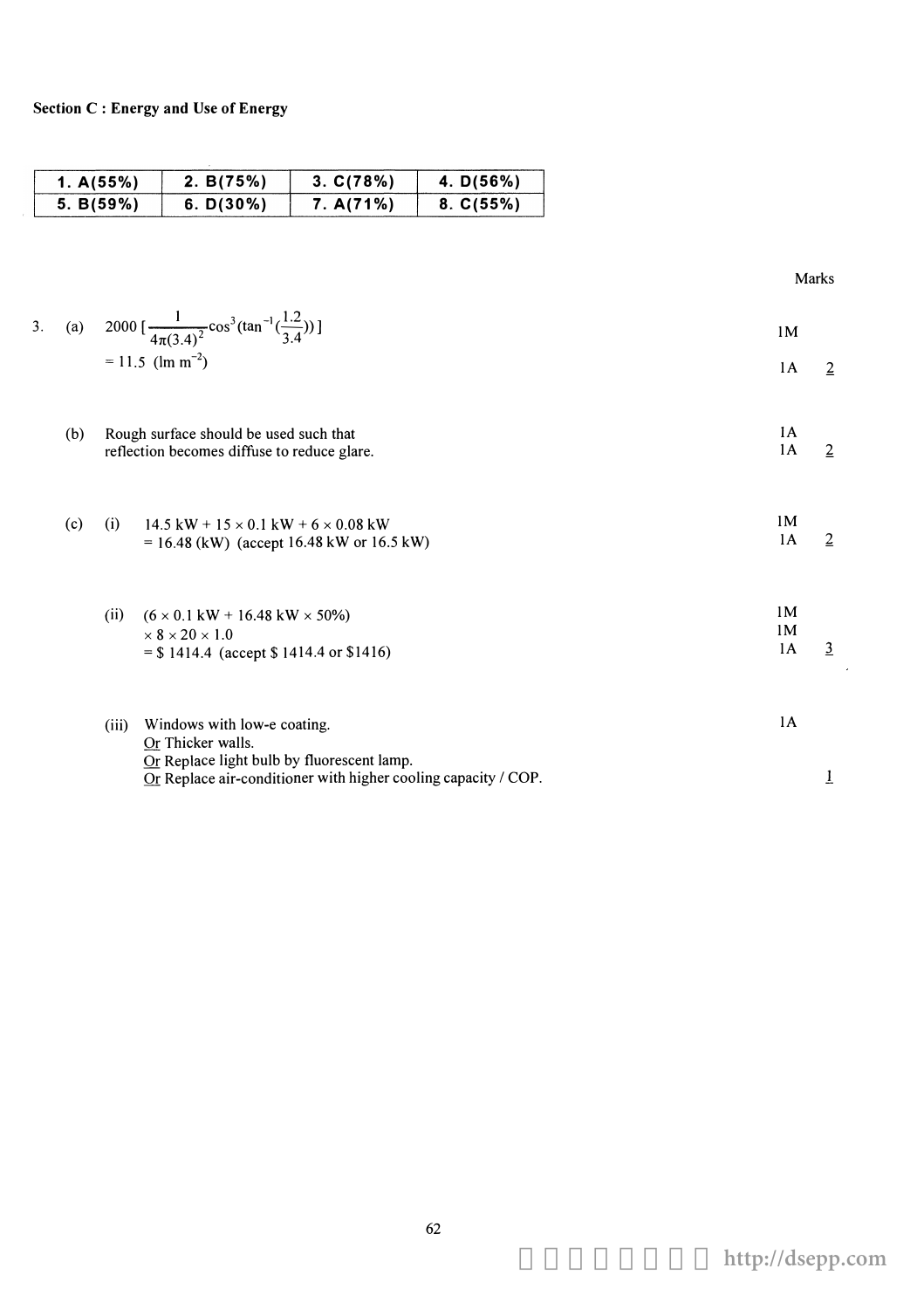**Section C : Energy and Use of Energy**

| 1. A(55%) | 2. B(75%) | 3. C(78%) | 4. D(56%) |
|---|---|---|---|
| 5. B(59%) | 6. D(30%) | 7. A(71%) | 8. C(55%) |

| | | | Marks | |
|---|---|---|---|---|
| 3. | (a) | $2000\left[\frac{1}{4\pi(3.4)^2}\cos^3(\tan^{-1}(\frac{1.2}{3.4}))\right]$ | 1M | |
| | | $= 11.5$ (lm $m^{-2}$) | 1A | 2 |
| | (b) | Rough surface should be used such that | 1A | |
| | | reflection becomes diffuse to reduce glare. | 1A | 2 |
| | (c) (i) | $14.5$ kW + $15 \times 0.1$ kW + $6 \times 0.08$ kW | 1M | |
| | | $= 16.48$ (kW) (accept 16.48 kW or 16.5 kW) | 1A | 2 |
| | (ii) | ($6 \times 0.1$ kW + $16.48$ kW $\times$ 50%) | 1M | |
| | | $\times 8 \times 20 \times 1.0$ | 1M | |
| | | = \$ 1414.4 (accept \$ 1414.4 or \$1416) | 1A | 3 |
| | (iii) | Windows with low-e coating. | 1A | |
| | | Or Thicker walls. | | |
| | | Or Replace light bulb by fluorescent lamp. | | |
| | | Or Replace air-conditioner with higher cooling capacity / COP. | | 1 |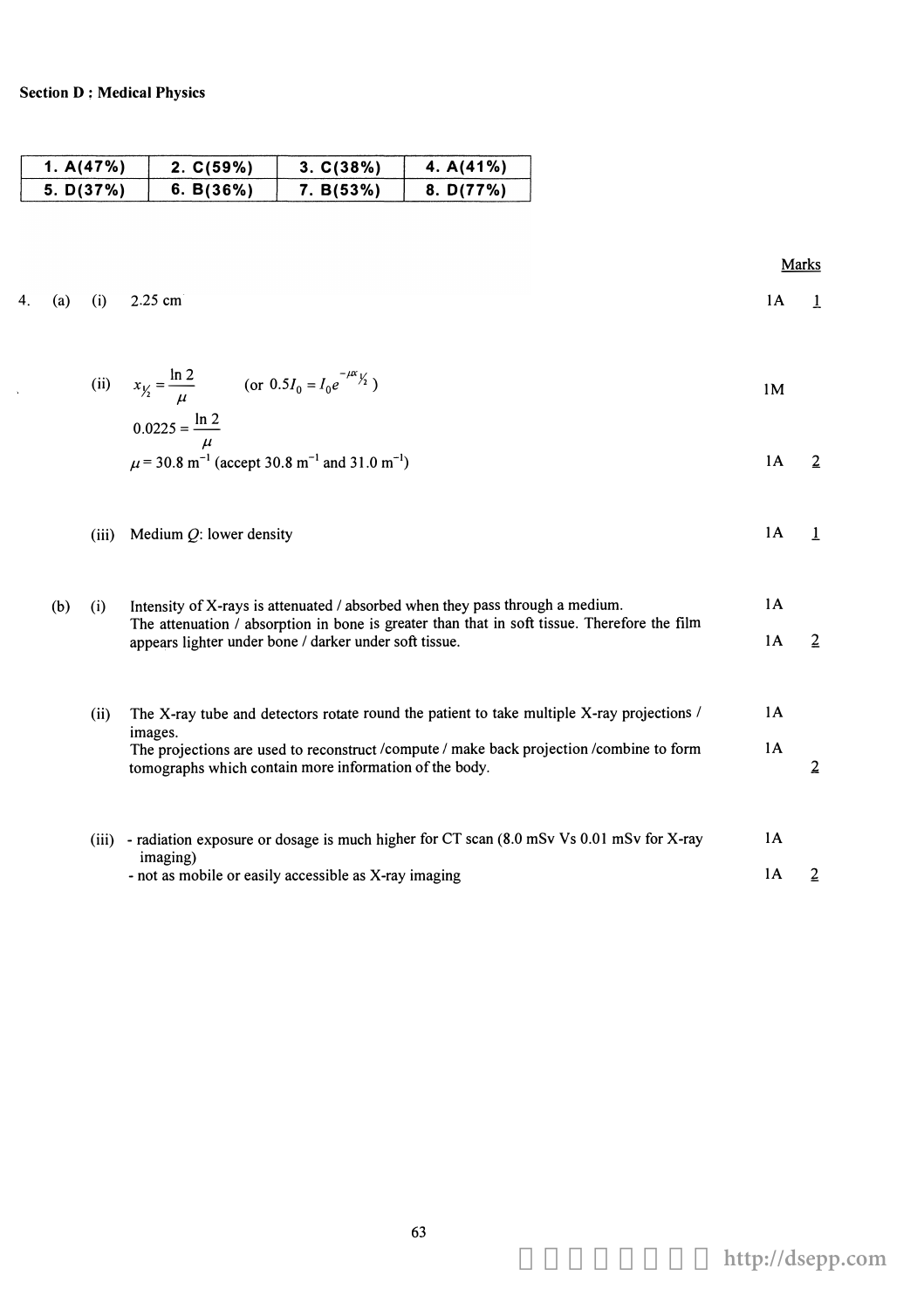**Section D : Medical Physics**

| | | | |
|---|---|---|---|
| 1. A(47%) | 2. C(59%) | 3. C(38%) | 4. A(41%) |
| 5. D(37%) | 6. B(36%) | 7. B(53%) | 8. D(77%) |

Marks

4. (a) (i) 2.25 cm — 1A 1

(ii) $x_{½} = \dfrac{\ln 2}{\mu}$ (or $0.5I_0 = I_0 e^{-\mu x_{½}}$) — 1M

$0.0225 = \dfrac{\ln 2}{\mu}$

$\mu = 30.8\ \text{m}^{-1}$ (accept $30.8\ \text{m}^{-1}$ and $31.0\ \text{m}^{-1}$) — 1A 2

(iii) Medium $Q$: lower density — 1A 1

(b) (i) Intensity of X-rays is attenuated / absorbed when they pass through a medium. — 1A

The attenuation / absorption in bone is greater than that in soft tissue. Therefore the film appears lighter under bone / darker under soft tissue. — 1A 2

(ii) The X-ray tube and detectors rotate round the patient to take multiple X-ray projections / images. — 1A

The projections are used to reconstruct /compute / make back projection /combine to form tomographs which contain more information of the body. — 1A 2

(iii) - radiation exposure or dosage is much higher for CT scan (8.0 mSv Vs 0.01 mSv for X-ray imaging) — 1A

- not as mobile or easily accessible as X-ray imaging — 1A 2